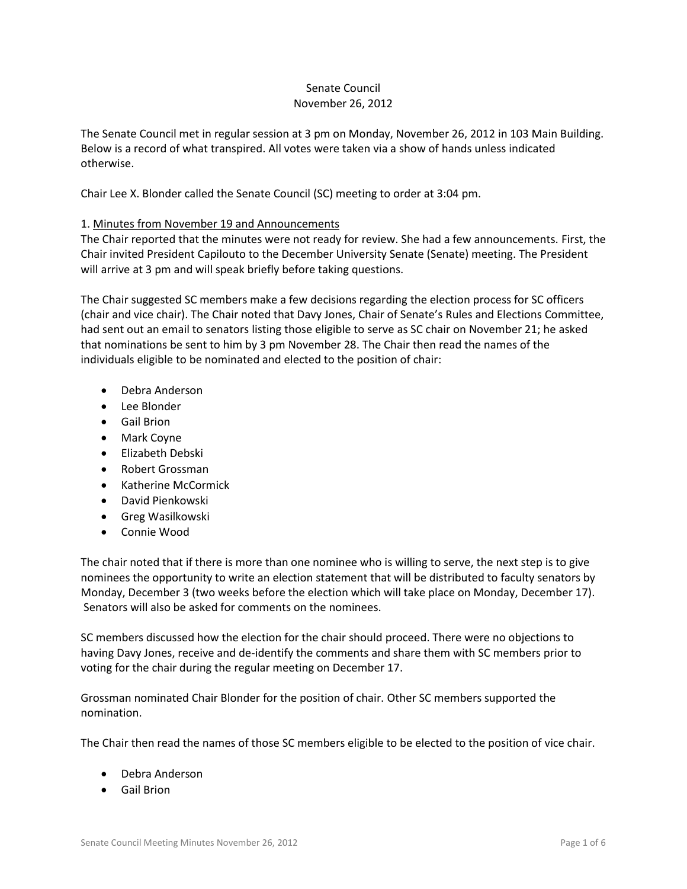Senate Council
November 26, 2012

The Senate Council met in regular session at 3 pm on Monday, November 26, 2012 in 103 Main Building. Below is a record of what transpired. All votes were taken via a show of hands unless indicated otherwise.

Chair Lee X. Blonder called the Senate Council (SC) meeting to order at 3:04 pm.

1. Minutes from November 19 and Announcements

The Chair reported that the minutes were not ready for review. She had a few announcements. First, the Chair invited President Capilouto to the December University Senate (Senate) meeting. The President will arrive at 3 pm and will speak briefly before taking questions.

The Chair suggested SC members make a few decisions regarding the election process for SC officers (chair and vice chair). The Chair noted that Davy Jones, Chair of Senate's Rules and Elections Committee, had sent out an email to senators listing those eligible to serve as SC chair on November 21; he asked that nominations be sent to him by 3 pm November 28. The Chair then read the names of the individuals eligible to be nominated and elected to the position of chair:

- Debra Anderson
- Lee Blonder
- Gail Brion
- Mark Coyne
- Elizabeth Debski
- Robert Grossman
- Katherine McCormick
- David Pienkowski
- Greg Wasilkowski
- Connie Wood

The chair noted that if there is more than one nominee who is willing to serve, the next step is to give nominees the opportunity to write an election statement that will be distributed to faculty senators by Monday, December 3 (two weeks before the election which will take place on Monday, December 17). Senators will also be asked for comments on the nominees.

SC members discussed how the election for the chair should proceed. There were no objections to having Davy Jones, receive and de-identify the comments and share them with SC members prior to voting for the chair during the regular meeting on December 17.

Grossman nominated Chair Blonder for the position of chair. Other SC members supported the nomination.

The Chair then read the names of those SC members eligible to be elected to the position of vice chair.

- Debra Anderson
- Gail Brion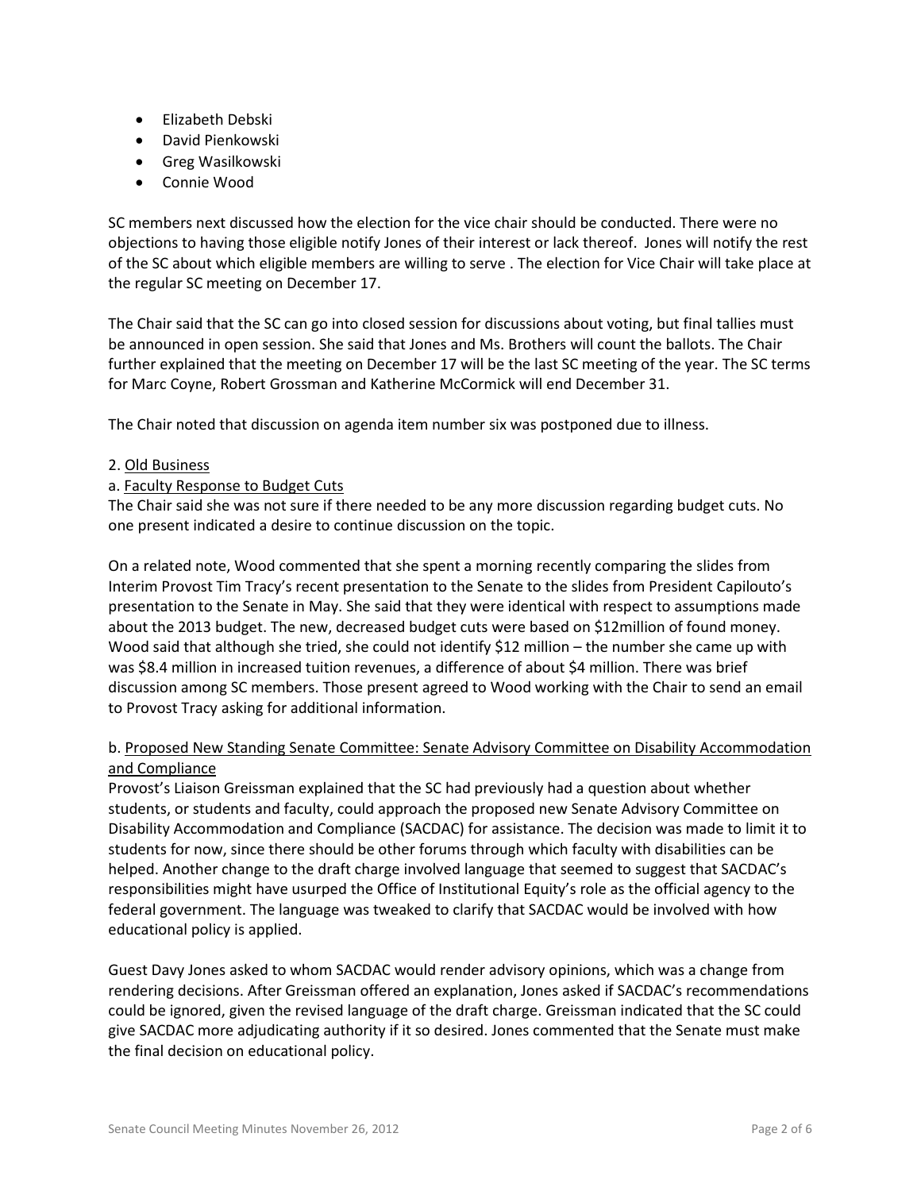- Elizabeth Debski
- David Pienkowski
- Greg Wasilkowski
- Connie Wood

SC members next discussed how the election for the vice chair should be conducted. There were no objections to having those eligible notify Jones of their interest or lack thereof. Jones will notify the rest of the SC about which eligible members are willing to serve . The election for Vice Chair will take place at the regular SC meeting on December 17.

The Chair said that the SC can go into closed session for discussions about voting, but final tallies must be announced in open session. She said that Jones and Ms. Brothers will count the ballots. The Chair further explained that the meeting on December 17 will be the last SC meeting of the year. The SC terms for Marc Coyne, Robert Grossman and Katherine McCormick will end December 31.

The Chair noted that discussion on agenda item number six was postponed due to illness.

2. <u>Old Business</u>

a. <u>Faculty Response to Budget Cuts</u>

The Chair said she was not sure if there needed to be any more discussion regarding budget cuts. No one present indicated a desire to continue discussion on the topic.

On a related note, Wood commented that she spent a morning recently comparing the slides from Interim Provost Tim Tracy's recent presentation to the Senate to the slides from President Capilouto's presentation to the Senate in May. She said that they were identical with respect to assumptions made about the 2013 budget. The new, decreased budget cuts were based on $12million of found money. Wood said that although she tried, she could not identify $12 million – the number she came up with was $8.4 million in increased tuition revenues, a difference of about $4 million. There was brief discussion among SC members. Those present agreed to Wood working with the Chair to send an email to Provost Tracy asking for additional information.

b. <u>Proposed New Standing Senate Committee: Senate Advisory Committee on Disability Accommodation and Compliance</u>

Provost's Liaison Greissman explained that the SC had previously had a question about whether students, or students and faculty, could approach the proposed new Senate Advisory Committee on Disability Accommodation and Compliance (SACDAC) for assistance. The decision was made to limit it to students for now, since there should be other forums through which faculty with disabilities can be helped. Another change to the draft charge involved language that seemed to suggest that SACDAC's responsibilities might have usurped the Office of Institutional Equity's role as the official agency to the federal government. The language was tweaked to clarify that SACDAC would be involved with how educational policy is applied.

Guest Davy Jones asked to whom SACDAC would render advisory opinions, which was a change from rendering decisions. After Greissman offered an explanation, Jones asked if SACDAC's recommendations could be ignored, given the revised language of the draft charge. Greissman indicated that the SC could give SACDAC more adjudicating authority if it so desired. Jones commented that the Senate must make the final decision on educational policy.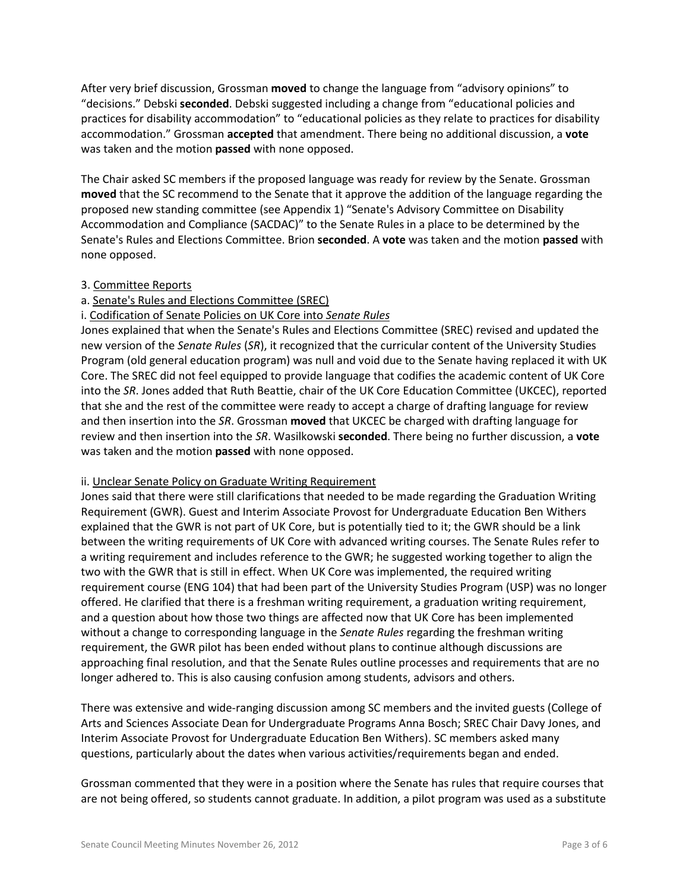After very brief discussion, Grossman **moved** to change the language from "advisory opinions" to "decisions." Debski **seconded**. Debski suggested including a change from "educational policies and practices for disability accommodation" to "educational policies as they relate to practices for disability accommodation." Grossman **accepted** that amendment. There being no additional discussion, a **vote** was taken and the motion **passed** with none opposed.

The Chair asked SC members if the proposed language was ready for review by the Senate. Grossman **moved** that the SC recommend to the Senate that it approve the addition of the language regarding the proposed new standing committee (see Appendix 1) "Senate's Advisory Committee on Disability Accommodation and Compliance (SACDAC)" to the Senate Rules in a place to be determined by the Senate's Rules and Elections Committee. Brion **seconded**. A **vote** was taken and the motion **passed** with none opposed.

3. Committee Reports

a. Senate's Rules and Elections Committee (SREC)

i. Codification of Senate Policies on UK Core into *Senate Rules*

Jones explained that when the Senate's Rules and Elections Committee (SREC) revised and updated the new version of the *Senate Rules* (*SR*), it recognized that the curricular content of the University Studies Program (old general education program) was null and void due to the Senate having replaced it with UK Core. The SREC did not feel equipped to provide language that codifies the academic content of UK Core into the *SR*. Jones added that Ruth Beattie, chair of the UK Core Education Committee (UKCEC), reported that she and the rest of the committee were ready to accept a charge of drafting language for review and then insertion into the *SR*. Grossman **moved** that UKCEC be charged with drafting language for review and then insertion into the *SR*. Wasilkowski **seconded**. There being no further discussion, a **vote** was taken and the motion **passed** with none opposed.

ii. Unclear Senate Policy on Graduate Writing Requirement

Jones said that there were still clarifications that needed to be made regarding the Graduation Writing Requirement (GWR). Guest and Interim Associate Provost for Undergraduate Education Ben Withers explained that the GWR is not part of UK Core, but is potentially tied to it; the GWR should be a link between the writing requirements of UK Core with advanced writing courses. The Senate Rules refer to a writing requirement and includes reference to the GWR; he suggested working together to align the two with the GWR that is still in effect. When UK Core was implemented, the required writing requirement course (ENG 104) that had been part of the University Studies Program (USP) was no longer offered. He clarified that there is a freshman writing requirement, a graduation writing requirement, and a question about how those two things are affected now that UK Core has been implemented without a change to corresponding language in the *Senate Rules* regarding the freshman writing requirement, the GWR pilot has been ended without plans to continue although discussions are approaching final resolution, and that the Senate Rules outline processes and requirements that are no longer adhered to. This is also causing confusion among students, advisors and others.

There was extensive and wide-ranging discussion among SC members and the invited guests (College of Arts and Sciences Associate Dean for Undergraduate Programs Anna Bosch; SREC Chair Davy Jones, and Interim Associate Provost for Undergraduate Education Ben Withers). SC members asked many questions, particularly about the dates when various activities/requirements began and ended.

Grossman commented that they were in a position where the Senate has rules that require courses that are not being offered, so students cannot graduate. In addition, a pilot program was used as a substitute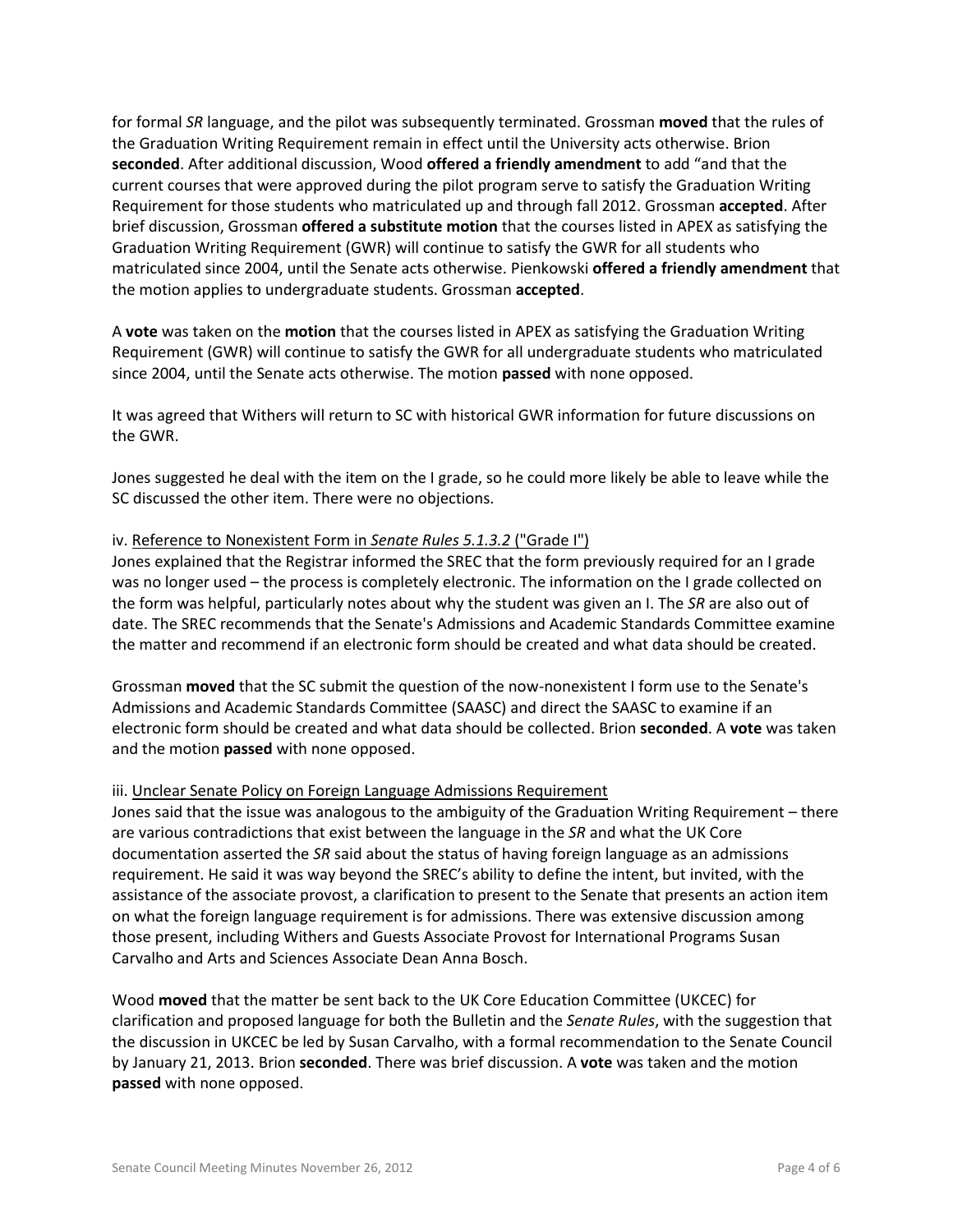for formal *SR* language, and the pilot was subsequently terminated. Grossman **moved** that the rules of the Graduation Writing Requirement remain in effect until the University acts otherwise. Brion **seconded**. After additional discussion, Wood **offered a friendly amendment** to add "and that the current courses that were approved during the pilot program serve to satisfy the Graduation Writing Requirement for those students who matriculated up and through fall 2012. Grossman **accepted**. After brief discussion, Grossman **offered a substitute motion** that the courses listed in APEX as satisfying the Graduation Writing Requirement (GWR) will continue to satisfy the GWR for all students who matriculated since 2004, until the Senate acts otherwise. Pienkowski **offered a friendly amendment** that the motion applies to undergraduate students. Grossman **accepted**.

A **vote** was taken on the **motion** that the courses listed in APEX as satisfying the Graduation Writing Requirement (GWR) will continue to satisfy the GWR for all undergraduate students who matriculated since 2004, until the Senate acts otherwise. The motion **passed** with none opposed.

It was agreed that Withers will return to SC with historical GWR information for future discussions on the GWR.

Jones suggested he deal with the item on the I grade, so he could more likely be able to leave while the SC discussed the other item. There were no objections.

iv. <u>Reference to Nonexistent Form in *Senate Rules 5.1.3.2* ("Grade I")</u>

Jones explained that the Registrar informed the SREC that the form previously required for an I grade was no longer used – the process is completely electronic. The information on the I grade collected on the form was helpful, particularly notes about why the student was given an I. The *SR* are also out of date. The SREC recommends that the Senate's Admissions and Academic Standards Committee examine the matter and recommend if an electronic form should be created and what data should be created.

Grossman **moved** that the SC submit the question of the now-nonexistent I form use to the Senate's Admissions and Academic Standards Committee (SAASC) and direct the SAASC to examine if an electronic form should be created and what data should be collected. Brion **seconded**. A **vote** was taken and the motion **passed** with none opposed.

iii. <u>Unclear Senate Policy on Foreign Language Admissions Requirement</u>

Jones said that the issue was analogous to the ambiguity of the Graduation Writing Requirement – there are various contradictions that exist between the language in the *SR* and what the UK Core documentation asserted the *SR* said about the status of having foreign language as an admissions requirement. He said it was way beyond the SREC's ability to define the intent, but invited, with the assistance of the associate provost, a clarification to present to the Senate that presents an action item on what the foreign language requirement is for admissions. There was extensive discussion among those present, including Withers and Guests Associate Provost for International Programs Susan Carvalho and Arts and Sciences Associate Dean Anna Bosch.

Wood **moved** that the matter be sent back to the UK Core Education Committee (UKCEC) for clarification and proposed language for both the Bulletin and the *Senate Rules*, with the suggestion that the discussion in UKCEC be led by Susan Carvalho, with a formal recommendation to the Senate Council by January 21, 2013. Brion **seconded**. There was brief discussion. A **vote** was taken and the motion **passed** with none opposed.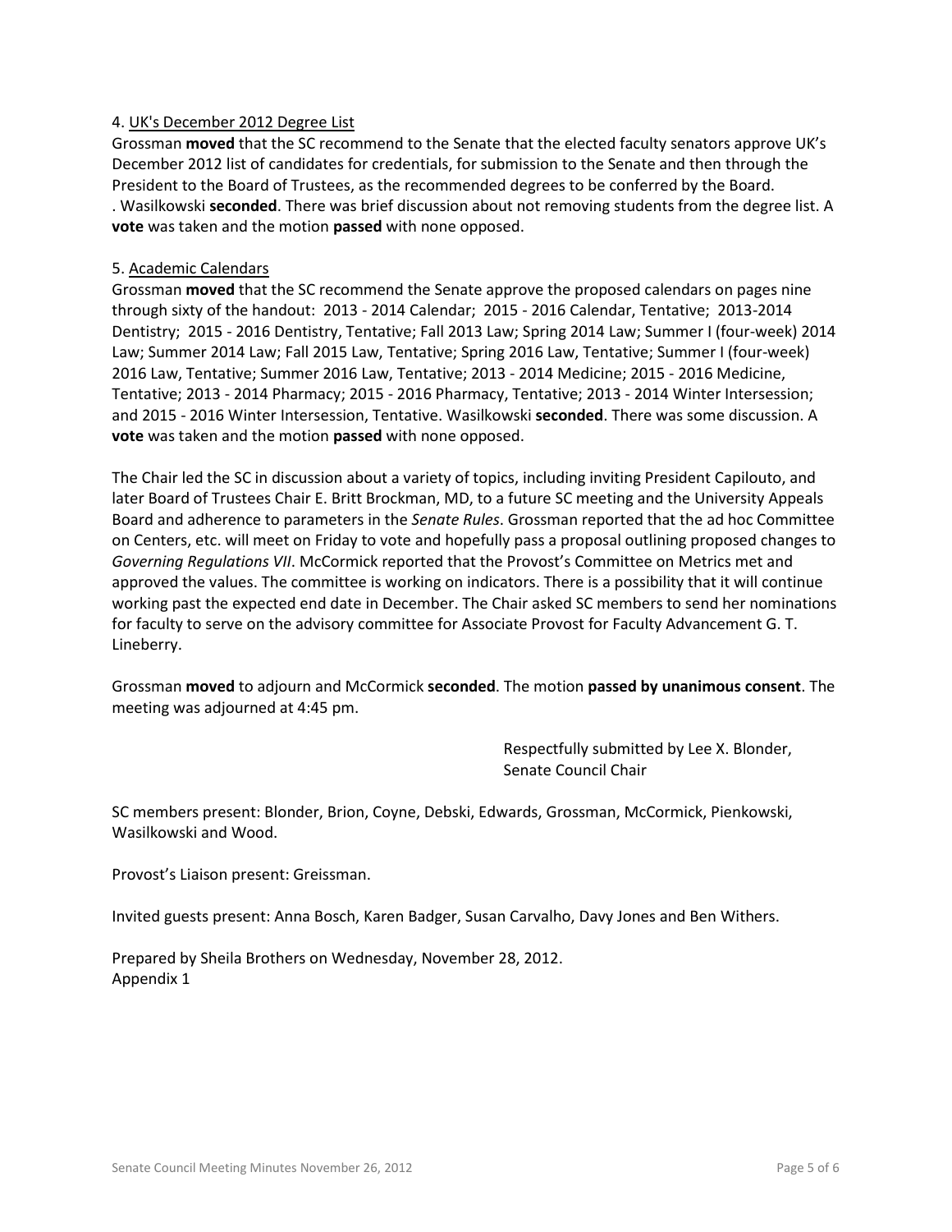4. <u>UK's December 2012 Degree List</u>

Grossman **moved** that the SC recommend to the Senate that the elected faculty senators approve UK's December 2012 list of candidates for credentials, for submission to the Senate and then through the President to the Board of Trustees, as the recommended degrees to be conferred by the Board. . Wasilkowski **seconded**. There was brief discussion about not removing students from the degree list. A **vote** was taken and the motion **passed** with none opposed.

5. <u>Academic Calendars</u>

Grossman **moved** that the SC recommend the Senate approve the proposed calendars on pages nine through sixty of the handout: 2013 - 2014 Calendar; 2015 - 2016 Calendar, Tentative; 2013-2014 Dentistry; 2015 - 2016 Dentistry, Tentative; Fall 2013 Law; Spring 2014 Law; Summer I (four-week) 2014 Law; Summer 2014 Law; Fall 2015 Law, Tentative; Spring 2016 Law, Tentative; Summer I (four-week) 2016 Law, Tentative; Summer 2016 Law, Tentative; 2013 - 2014 Medicine; 2015 - 2016 Medicine, Tentative; 2013 - 2014 Pharmacy; 2015 - 2016 Pharmacy, Tentative; 2013 - 2014 Winter Intersession; and 2015 - 2016 Winter Intersession, Tentative. Wasilkowski **seconded**. There was some discussion. A **vote** was taken and the motion **passed** with none opposed.

The Chair led the SC in discussion about a variety of topics, including inviting President Capilouto, and later Board of Trustees Chair E. Britt Brockman, MD, to a future SC meeting and the University Appeals Board and adherence to parameters in the *Senate Rules*. Grossman reported that the ad hoc Committee on Centers, etc. will meet on Friday to vote and hopefully pass a proposal outlining proposed changes to *Governing Regulations VII*. McCormick reported that the Provost's Committee on Metrics met and approved the values. The committee is working on indicators. There is a possibility that it will continue working past the expected end date in December. The Chair asked SC members to send her nominations for faculty to serve on the advisory committee for Associate Provost for Faculty Advancement G. T. Lineberry.

Grossman **moved** to adjourn and McCormick **seconded**. The motion **passed by unanimous consent**. The meeting was adjourned at 4:45 pm.

Respectfully submitted by Lee X. Blonder,
Senate Council Chair

SC members present: Blonder, Brion, Coyne, Debski, Edwards, Grossman, McCormick, Pienkowski, Wasilkowski and Wood.

Provost's Liaison present: Greissman.

Invited guests present: Anna Bosch, Karen Badger, Susan Carvalho, Davy Jones and Ben Withers.

Prepared by Sheila Brothers on Wednesday, November 28, 2012.
Appendix 1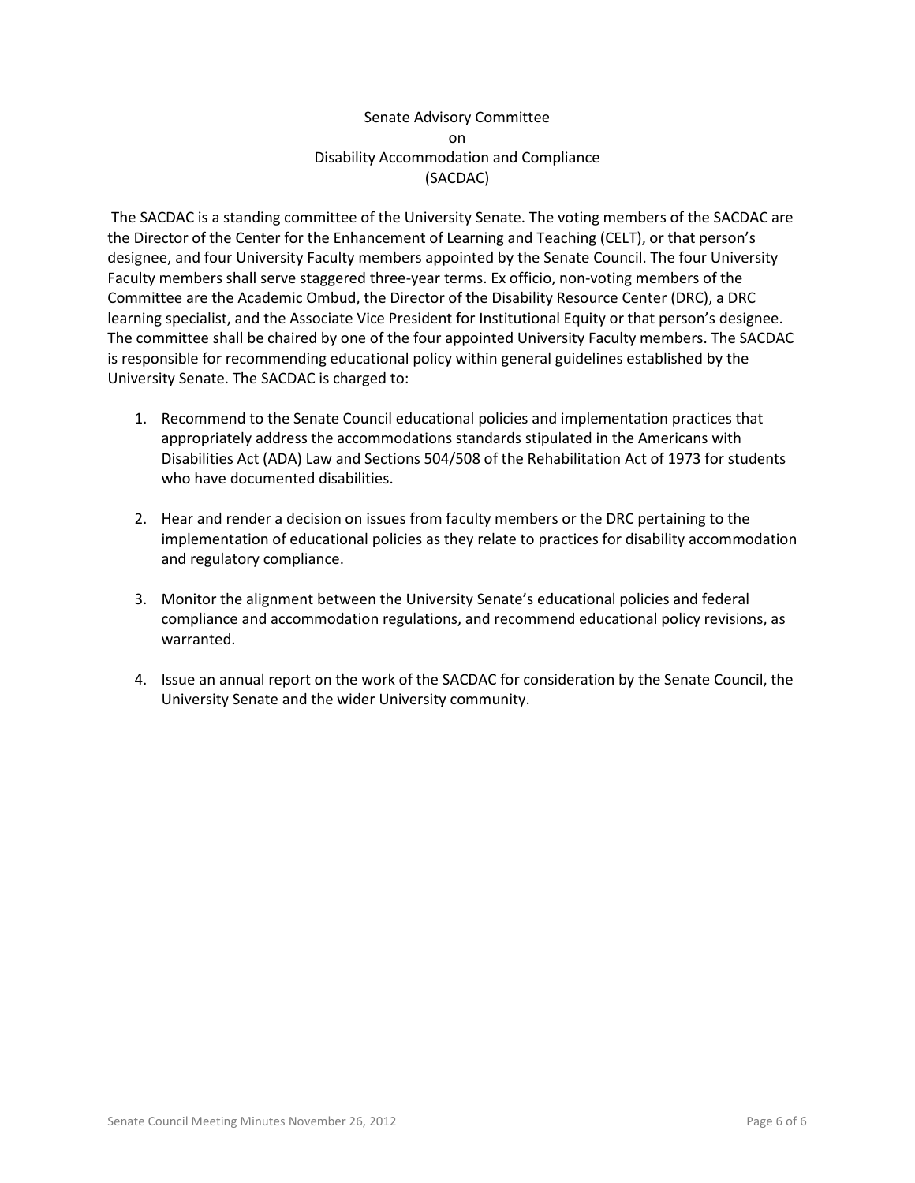# Senate Advisory Committee on Disability Accommodation and Compliance (SACDAC)

The SACDAC is a standing committee of the University Senate. The voting members of the SACDAC are the Director of the Center for the Enhancement of Learning and Teaching (CELT), or that person's designee, and four University Faculty members appointed by the Senate Council. The four University Faculty members shall serve staggered three-year terms. Ex officio, non-voting members of the Committee are the Academic Ombud, the Director of the Disability Resource Center (DRC), a DRC learning specialist, and the Associate Vice President for Institutional Equity or that person's designee. The committee shall be chaired by one of the four appointed University Faculty members. The SACDAC is responsible for recommending educational policy within general guidelines established by the University Senate. The SACDAC is charged to:

1. Recommend to the Senate Council educational policies and implementation practices that appropriately address the accommodations standards stipulated in the Americans with Disabilities Act (ADA) Law and Sections 504/508 of the Rehabilitation Act of 1973 for students who have documented disabilities.

2. Hear and render a decision on issues from faculty members or the DRC pertaining to the implementation of educational policies as they relate to practices for disability accommodation and regulatory compliance.

3. Monitor the alignment between the University Senate's educational policies and federal compliance and accommodation regulations, and recommend educational policy revisions, as warranted.

4. Issue an annual report on the work of the SACDAC for consideration by the Senate Council, the University Senate and the wider University community.